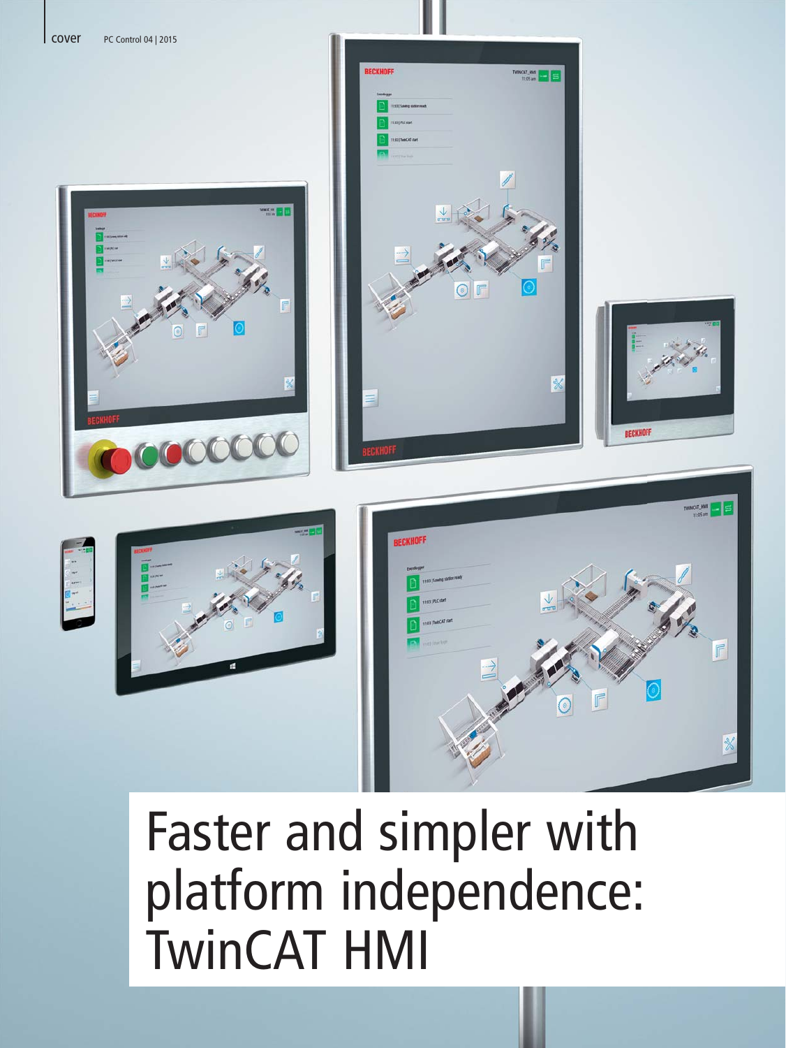# Faster and simpler with platform independence: TwinCAT HMI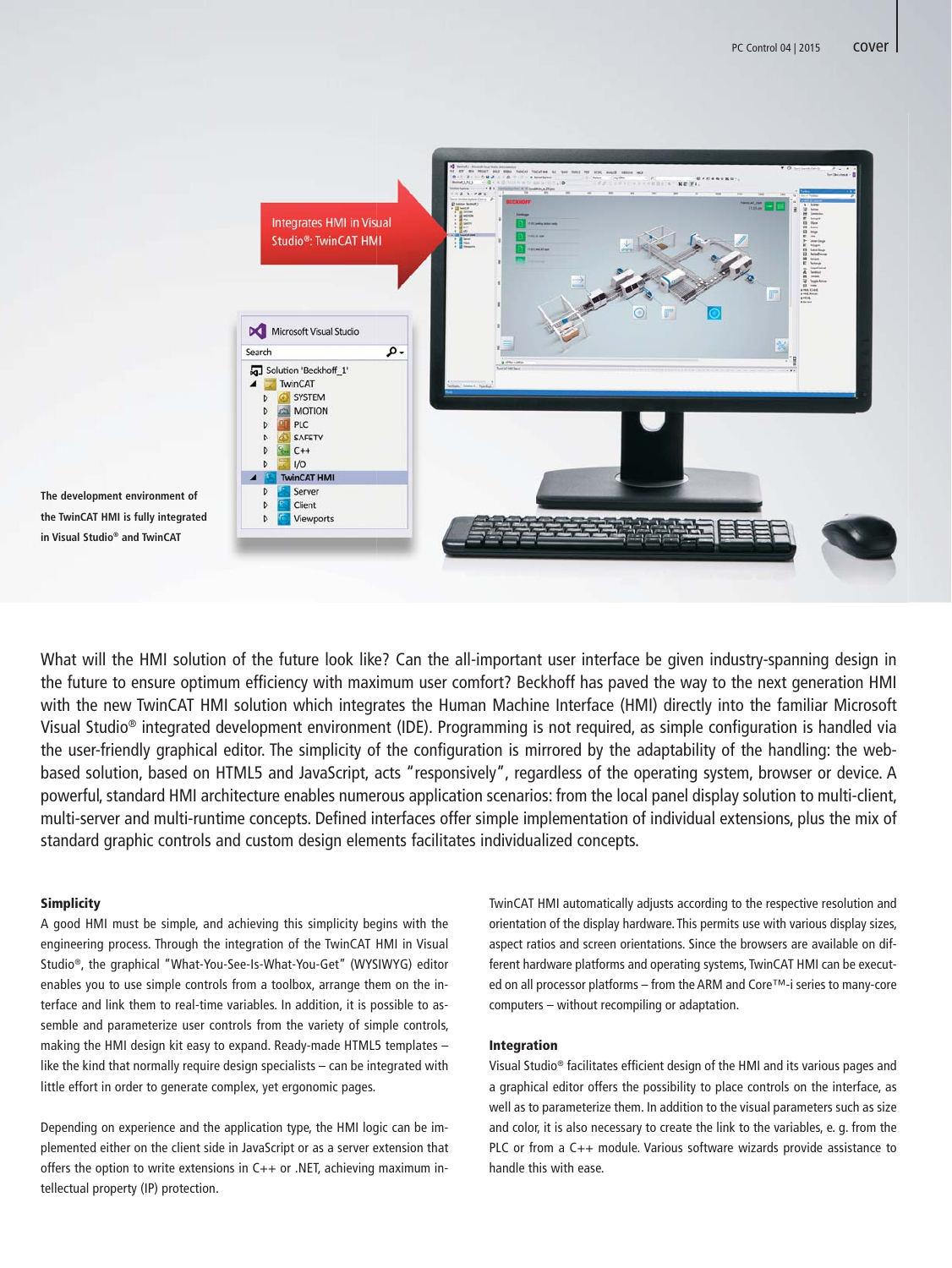Integrates HMI in Visual Studio®: TwinCAT HMI

The development environment of the TwinCAT HMI is fully integrated in Visual Studio® and TwinCAT

What will the HMI solution of the future look like? Can the all-important user interface be given industry-spanning design in the future to ensure optimum efficiency with maximum user comfort? Beckhoff has paved the way to the next generation HMI with the new TwinCAT HMI solution which integrates the Human Machine Interface (HMI) directly into the familiar Microsoft Visual Studio® integrated development environment (IDE). Programming is not required, as simple configuration is handled via the user-friendly graphical editor. The simplicity of the configuration is mirrored by the adaptability of the handling: the web-based solution, based on HTML5 and JavaScript, acts "responsively", regardless of the operating system, browser or device. A powerful, standard HMI architecture enables numerous application scenarios: from the local panel display solution to multi-client, multi-server and multi-runtime concepts. Defined interfaces offer simple implementation of individual extensions, plus the mix of standard graphic controls and custom design elements facilitates individualized concepts.

### Simplicity

A good HMI must be simple, and achieving this simplicity begins with the engineering process. Through the integration of the TwinCAT HMI in Visual Studio®, the graphical "What-You-See-Is-What-You-Get" (WYSIWYG) editor enables you to use simple controls from a toolbox, arrange them on the interface and link them to real-time variables. In addition, it is possible to assemble and parameterize user controls from the variety of simple controls, making the HMI design kit easy to expand. Ready-made HTML5 templates – like the kind that normally require design specialists – can be integrated with little effort in order to generate complex, yet ergonomic pages.

Depending on experience and the application type, the HMI logic can be implemented either on the client side in JavaScript or as a server extension that offers the option to write extensions in C++ or .NET, achieving maximum intellectual property (IP) protection.

TwinCAT HMI automatically adjusts according to the respective resolution and orientation of the display hardware. This permits use with various display sizes, aspect ratios and screen orientations. Since the browsers are available on different hardware platforms and operating systems, TwinCAT HMI can be executed on all processor platforms – from the ARM and Core™-i series to many-core computers – without recompiling or adaptation.

### Integration

Visual Studio® facilitates efficient design of the HMI and its various pages and a graphical editor offers the possibility to place controls on the interface, as well as to parameterize them. In addition to the visual parameters such as size and color, it is also necessary to create the link to the variables, e. g. from the PLC or from a C++ module. Various software wizards provide assistance to handle this with ease.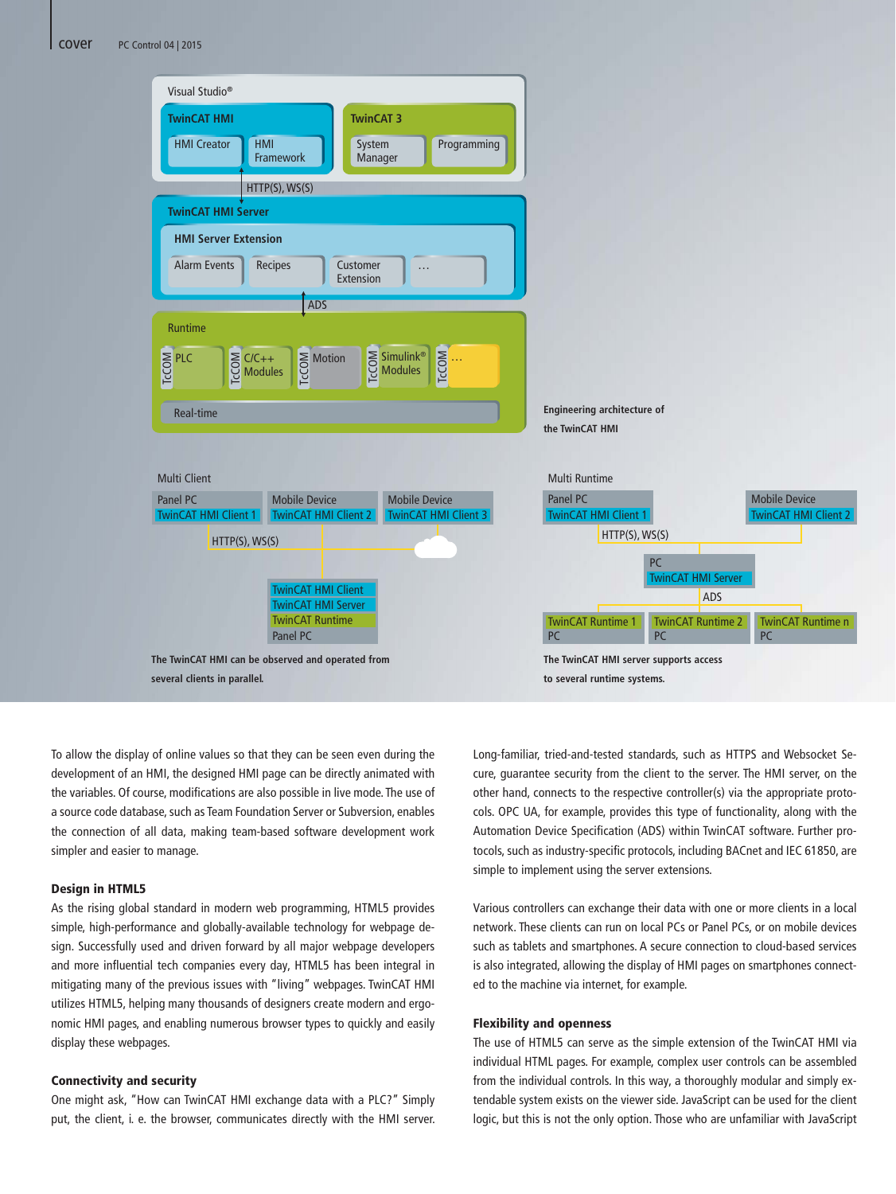Engineering architecture of the TwinCAT HMI

The TwinCAT HMI can be observed and operated from several clients in parallel.

The TwinCAT HMI server supports access to several runtime systems.

To allow the display of online values so that they can be seen even during the development of an HMI, the designed HMI page can be directly animated with the variables. Of course, modifications are also possible in live mode. The use of a source code database, such as Team Foundation Server or Subversion, enables the connection of all data, making team-based software development work simpler and easier to manage.

### Design in HTML5

As the rising global standard in modern web programming, HTML5 provides simple, high-performance and globally-available technology for webpage design. Successfully used and driven forward by all major webpage developers and more influential tech companies every day, HTML5 has been integral in mitigating many of the previous issues with "living" webpages. TwinCAT HMI utilizes HTML5, helping many thousands of designers create modern and ergonomic HMI pages, and enabling numerous browser types to quickly and easily display these webpages.

### Connectivity and security

One might ask, "How can TwinCAT HMI exchange data with a PLC?" Simply put, the client, i. e. the browser, communicates directly with the HMI server. Long-familiar, tried-and-tested standards, such as HTTPS and Websocket Secure, guarantee security from the client to the server. The HMI server, on the other hand, connects to the respective controller(s) via the appropriate protocols. OPC UA, for example, provides this type of functionality, along with the Automation Device Specification (ADS) within TwinCAT software. Further protocols, such as industry-specific protocols, including BACnet and IEC 61850, are simple to implement using the server extensions.

Various controllers can exchange their data with one or more clients in a local network. These clients can run on local PCs or Panel PCs, or on mobile devices such as tablets and smartphones. A secure connection to cloud-based services is also integrated, allowing the display of HMI pages on smartphones connected to the machine via internet, for example.

### Flexibility and openness

The use of HTML5 can serve as the simple extension of the TwinCAT HMI via individual HTML pages. For example, complex user controls can be assembled from the individual controls. In this way, a thoroughly modular and simply extendable system exists on the viewer side. JavaScript can be used for the client logic, but this is not the only option. Those who are unfamiliar with JavaScript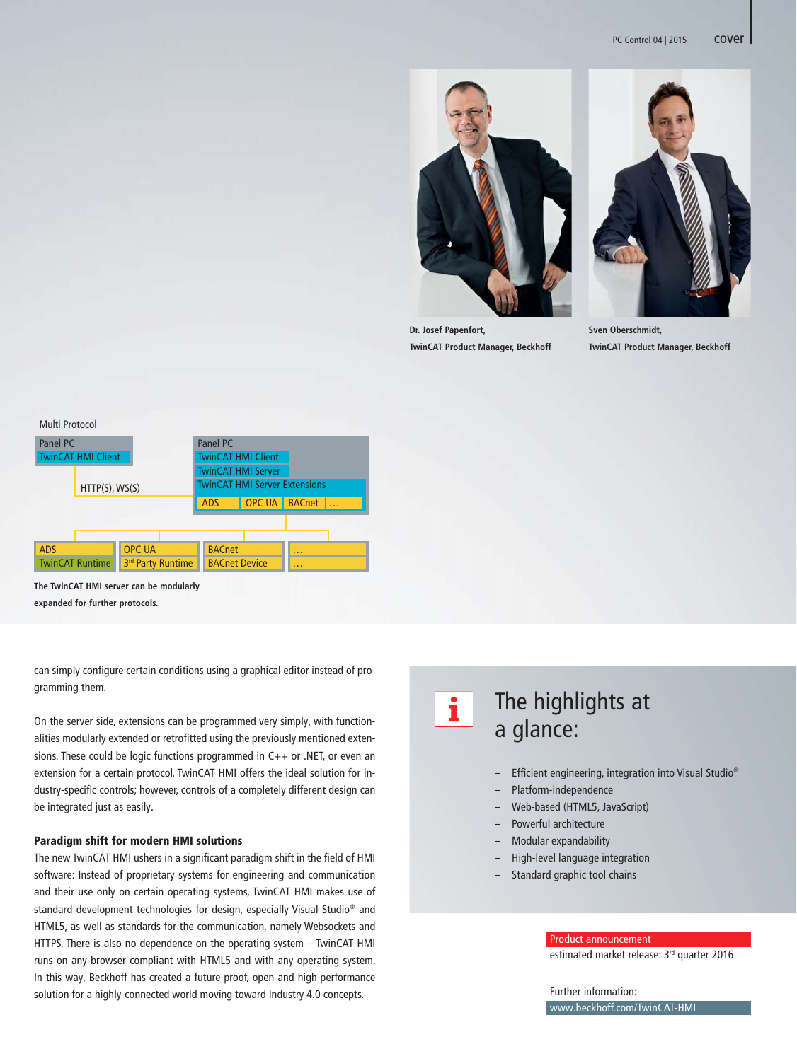Dr. Josef Papenfort,
TwinCAT Product Manager, Beckhoff

Sven Oberschmidt,
TwinCAT Product Manager, Beckhoff

Multi Protocol

Panel PC
TwinCAT HMI Client

HTTP(S), WS(S)

Panel PC
TwinCAT HMI Client
TwinCAT HMI Server
TwinCAT HMI Server Extensions
ADS | OPC UA | BACnet | ...

ADS
TwinCAT Runtime

OPC UA
3rd Party Runtime

BACnet
BACnet Device

...
...

The TwinCAT HMI server can be modularly expanded for further protocols.

can simply configure certain conditions using a graphical editor instead of programming them.

On the server side, extensions can be programmed very simply, with functionalities modularly extended or retrofitted using the previously mentioned extensions. These could be logic functions programmed in C++ or .NET, or even an extension for a certain protocol. TwinCAT HMI offers the ideal solution for industry-specific controls; however, controls of a completely different design can be integrated just as easily.

**Paradigm shift for modern HMI solutions**

The new TwinCAT HMI ushers in a significant paradigm shift in the field of HMI software: Instead of proprietary systems for engineering and communication and their use only on certain operating systems, TwinCAT HMI makes use of standard development technologies for design, especially Visual Studio® and HTML5, as well as standards for the communication, namely Websockets and HTTPS. There is also no dependence on the operating system – TwinCAT HMI runs on any browser compliant with HTML5 and with any operating system. In this way, Beckhoff has created a future-proof, open and high-performance solution for a highly-connected world moving toward Industry 4.0 concepts.

## The highlights at a glance:

- Efficient engineering, integration into Visual Studio®
- Platform-independence
- Web-based (HTML5, JavaScript)
- Powerful architecture
- Modular expandability
- High-level language integration
- Standard graphic tool chains

Product announcement
estimated market release: 3rd quarter 2016

Further information:
www.beckhoff.com/TwinCAT-HMI